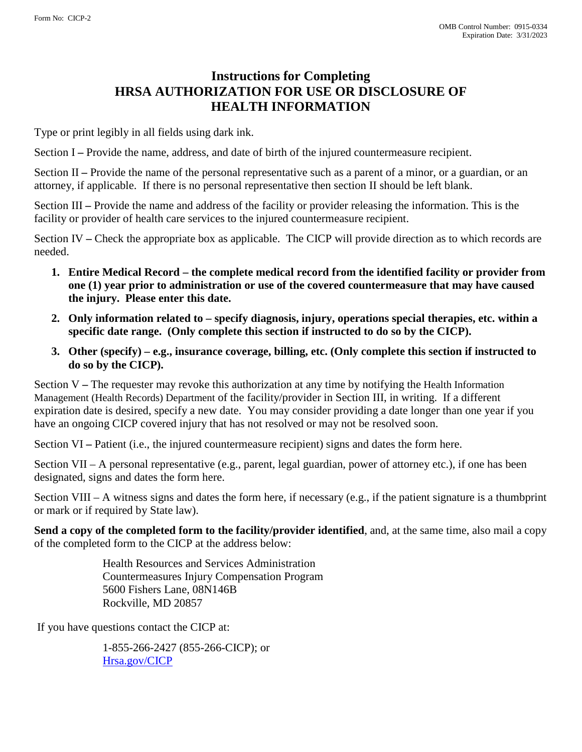Form No: CICP-2

OMB Control Number: 0915-0334
Expiration Date: 3/31/2023

# Instructions for Completing HRSA AUTHORIZATION FOR USE OR DISCLOSURE OF HEALTH INFORMATION

Type or print legibly in all fields using dark ink.

Section I – Provide the name, address, and date of birth of the injured countermeasure recipient.

Section II – Provide the name of the personal representative such as a parent of a minor, or a guardian, or an attorney, if applicable. If there is no personal representative then section II should be left blank.

Section III – Provide the name and address of the facility or provider releasing the information. This is the facility or provider of health care services to the injured countermeasure recipient.

Section IV – Check the appropriate box as applicable. The CICP will provide direction as to which records are needed.

1. **Entire Medical Record – the complete medical record from the identified facility or provider from one (1) year prior to administration or use of the covered countermeasure that may have caused the injury. Please enter this date.**
2. **Only information related to – specify diagnosis, injury, operations special therapies, etc. within a specific date range. (Only complete this section if instructed to do so by the CICP).**
3. **Other (specify) – e.g., insurance coverage, billing, etc. (Only complete this section if instructed to do so by the CICP).**

Section V – The requester may revoke this authorization at any time by notifying the Health Information Management (Health Records) Department of the facility/provider in Section III, in writing. If a different expiration date is desired, specify a new date. You may consider providing a date longer than one year if you have an ongoing CICP covered injury that has not resolved or may not be resolved soon.

Section VI – Patient (i.e., the injured countermeasure recipient) signs and dates the form here.

Section VII – A personal representative (e.g., parent, legal guardian, power of attorney etc.), if one has been designated, signs and dates the form here.

Section VIII – A witness signs and dates the form here, if necessary (e.g., if the patient signature is a thumbprint or mark or if required by State law).

**Send a copy of the completed form to the facility/provider identified**, and, at the same time, also mail a copy of the completed form to the CICP at the address below:

Health Resources and Services Administration
Countermeasures Injury Compensation Program
5600 Fishers Lane, 08N146B
Rockville, MD 20857

If you have questions contact the CICP at:

1-855-266-2427 (855-266-CICP); or
[Hrsa.gov/CICP](Hrsa.gov/CICP)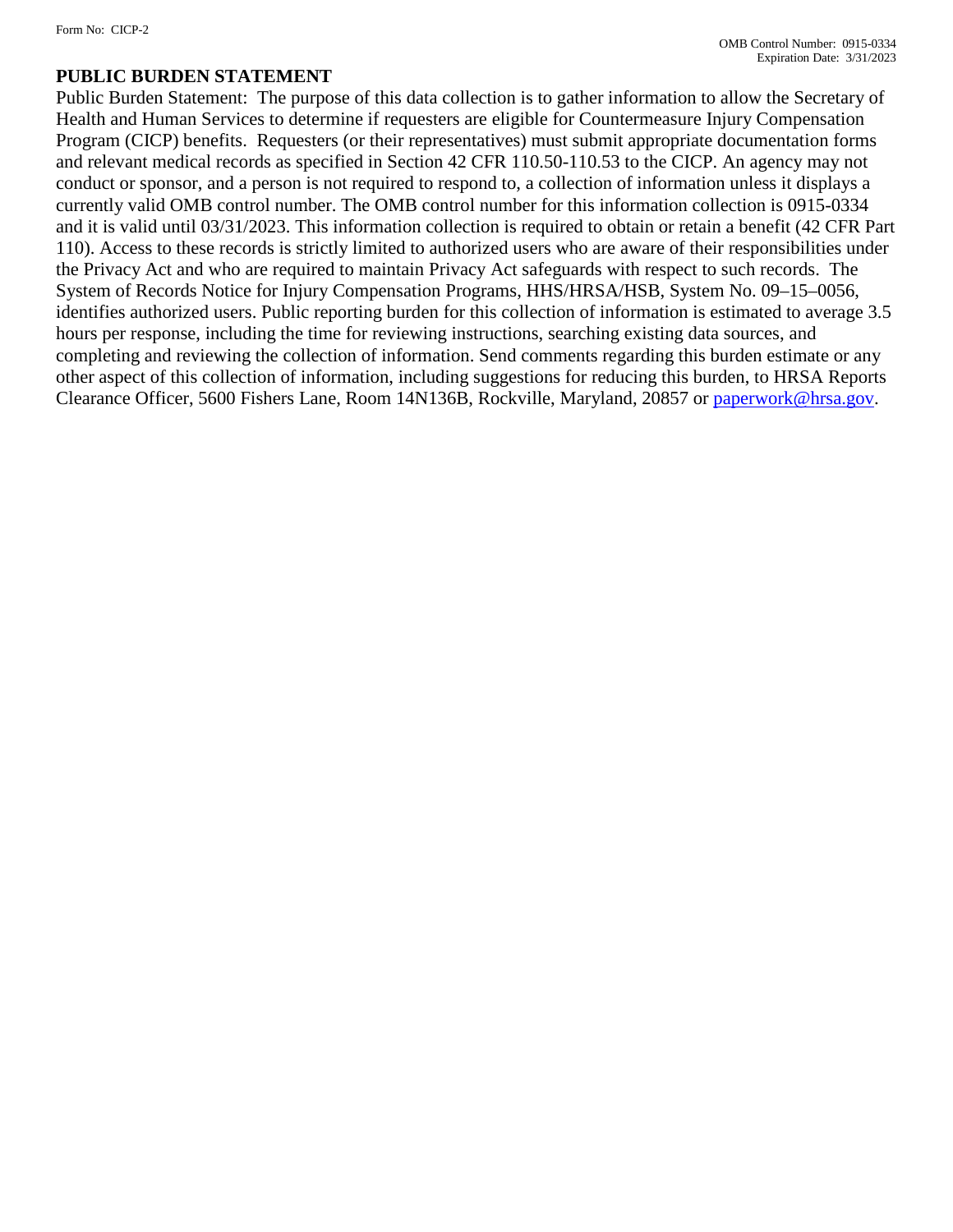Form No: CICP-2

OMB Control Number: 0915-0334
Expiration Date: 3/31/2023

## PUBLIC BURDEN STATEMENT

Public Burden Statement: The purpose of this data collection is to gather information to allow the Secretary of Health and Human Services to determine if requesters are eligible for Countermeasure Injury Compensation Program (CICP) benefits. Requesters (or their representatives) must submit appropriate documentation forms and relevant medical records as specified in Section 42 CFR 110.50-110.53 to the CICP. An agency may not conduct or sponsor, and a person is not required to respond to, a collection of information unless it displays a currently valid OMB control number. The OMB control number for this information collection is 0915-0334 and it is valid until 03/31/2023. This information collection is required to obtain or retain a benefit (42 CFR Part 110). Access to these records is strictly limited to authorized users who are aware of their responsibilities under the Privacy Act and who are required to maintain Privacy Act safeguards with respect to such records. The System of Records Notice for Injury Compensation Programs, HHS/HRSA/HSB, System No. 09–15–0056, identifies authorized users. Public reporting burden for this collection of information is estimated to average 3.5 hours per response, including the time for reviewing instructions, searching existing data sources, and completing and reviewing the collection of information. Send comments regarding this burden estimate or any other aspect of this collection of information, including suggestions for reducing this burden, to HRSA Reports Clearance Officer, 5600 Fishers Lane, Room 14N136B, Rockville, Maryland, 20857 or paperwork@hrsa.gov.